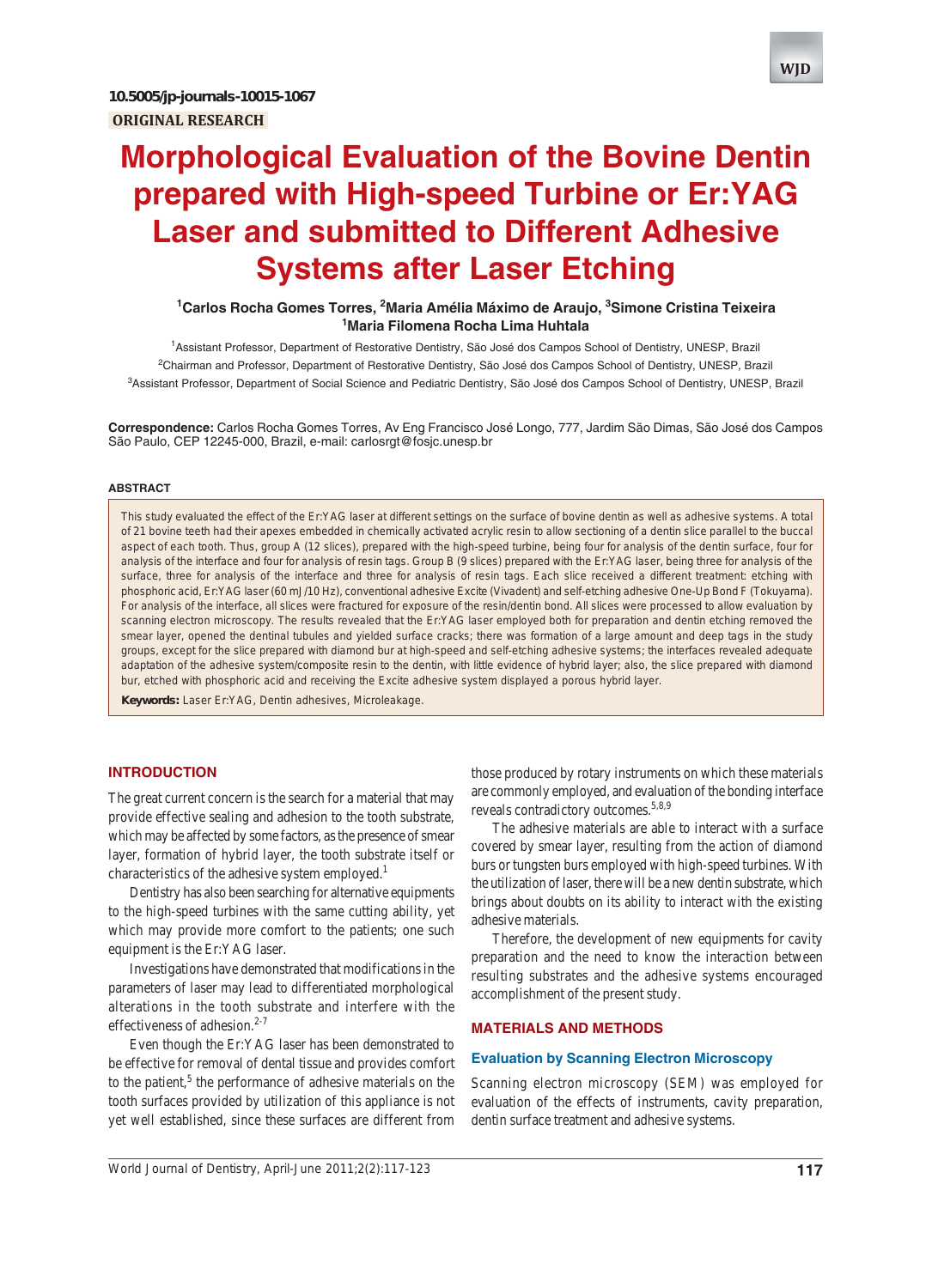10.5005/jp-journals-10015-1067

**ORIGINAL RESEARCH**

# Morphological Evaluation of the Bovine Dentin prepared with High-speed Turbine or Er:YAG Laser and submitted to Different Adhesive Systems after Laser Etching

[1]Carlos Rocha Gomes Torres, [2]Maria Amélia Máximo de Araujo, [3]Simone Cristina Teixeira
[1]Maria Filomena Rocha Lima Huhtala

[1]Assistant Professor, Department of Restorative Dentistry, São José dos Campos School of Dentistry, UNESP, Brazil

[2]Chairman and Professor, Department of Restorative Dentistry, São José dos Campos School of Dentistry, UNESP, Brazil

[3]Assistant Professor, Department of Social Science and Pediatric Dentistry, São José dos Campos School of Dentistry, UNESP, Brazil

**Correspondence:** Carlos Rocha Gomes Torres, Av Eng Francisco José Longo, 777, Jardim São Dimas, São José dos Campos São Paulo, CEP 12245-000, Brazil, e-mail: carlosrgt@fosjc.unesp.br

## ABSTRACT

This study evaluated the effect of the Er:YAG laser at different settings on the surface of bovine dentin as well as adhesive systems. A total of 21 bovine teeth had their apexes embedded in chemically activated acrylic resin to allow sectioning of a dentin slice parallel to the buccal aspect of each tooth. Thus, group A (12 slices), prepared with the high-speed turbine, being four for analysis of the dentin surface, four for analysis of the interface and four for analysis of resin tags. Group B (9 slices) prepared with the Er:YAG laser, being three for analysis of the surface, three for analysis of the interface and three for analysis of resin tags. Each slice received a different treatment: etching with phosphoric acid, Er:YAG laser (60 mJ/10 Hz), conventional adhesive Excite (Vivadent) and self-etching adhesive One-Up Bond F (Tokuyama). For analysis of the interface, all slices were fractured for exposure of the resin/dentin bond. All slices were processed to allow evaluation by scanning electron microscopy. The results revealed that the Er:YAG laser employed both for preparation and dentin etching removed the smear layer, opened the dentinal tubules and yielded surface cracks; there was formation of a large amount and deep tags in the study groups, except for the slice prepared with diamond bur at high-speed and self-etching adhesive systems; the interfaces revealed adequate adaptation of the adhesive system/composite resin to the dentin, with little evidence of hybrid layer; also, the slice prepared with diamond bur, etched with phosphoric acid and receiving the Excite adhesive system displayed a porous hybrid layer.

**Keywords:** Laser Er:YAG, Dentin adhesives, Microleakage.

## INTRODUCTION

The great current concern is the search for a material that may provide effective sealing and adhesion to the tooth substrate, which may be affected by some factors, as the presence of smear layer, formation of hybrid layer, the tooth substrate itself or characteristics of the adhesive system employed.[1]

Dentistry has also been searching for alternative equipments to the high-speed turbines with the same cutting ability, yet which may provide more comfort to the patients; one such equipment is the Er:YAG laser.

Investigations have demonstrated that modifications in the parameters of laser may lead to differentiated morphological alterations in the tooth substrate and interfere with the effectiveness of adhesion.[2-7]

Even though the Er:YAG laser has been demonstrated to be effective for removal of dental tissue and provides comfort to the patient,[5] the performance of adhesive materials on the tooth surfaces provided by utilization of this appliance is not yet well established, since these surfaces are different from those produced by rotary instruments on which these materials are commonly employed, and evaluation of the bonding interface reveals contradictory outcomes.[5,8,9]

The adhesive materials are able to interact with a surface covered by smear layer, resulting from the action of diamond burs or tungsten burs employed with high-speed turbines. With the utilization of laser, there will be a new dentin substrate, which brings about doubts on its ability to interact with the existing adhesive materials.

Therefore, the development of new equipments for cavity preparation and the need to know the interaction between resulting substrates and the adhesive systems encouraged accomplishment of the present study.

## MATERIALS AND METHODS

### Evaluation by Scanning Electron Microscopy

Scanning electron microscopy (SEM) was employed for evaluation of the effects of instruments, cavity preparation, dentin surface treatment and adhesive systems.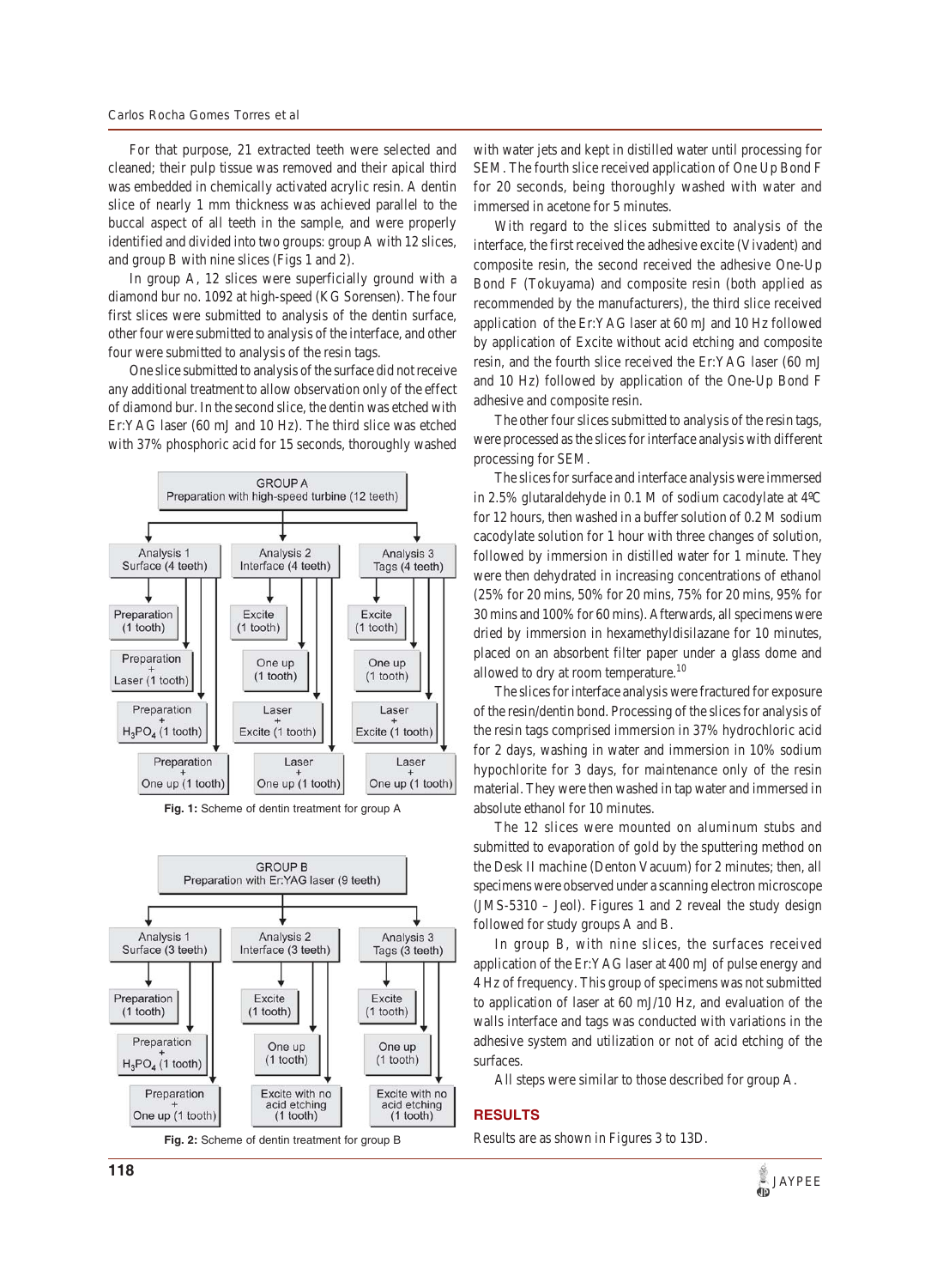For that purpose, 21 extracted teeth were selected and cleaned; their pulp tissue was removed and their apical third was embedded in chemically activated acrylic resin. A dentin slice of nearly 1 mm thickness was achieved parallel to the buccal aspect of all teeth in the sample, and were properly identified and divided into two groups: group A with 12 slices, and group B with nine slices (Figs 1 and 2).

In group A, 12 slices were superficially ground with a diamond bur no. 1092 at high-speed (KG Sorensen). The four first slices were submitted to analysis of the dentin surface, other four were submitted to analysis of the interface, and other four were submitted to analysis of the resin tags.

One slice submitted to analysis of the surface did not receive any additional treatment to allow observation only of the effect of diamond bur. In the second slice, the dentin was etched with Er:YAG laser (60 mJ and 10 Hz). The third slice was etched with 37% phosphoric acid for 15 seconds, thoroughly washed with water jets and kept in distilled water until processing for SEM. The fourth slice received application of One Up Bond F for 20 seconds, being thoroughly washed with water and immersed in acetone for 5 minutes.

| GROUP A<br>Preparation with high-speed turbine (12 teeth) | | |
|---|---|---|
| Analysis 1<br>Surface (4 teeth) | Analysis 2<br>Interface (4 teeth) | Analysis 3<br>Tags (4 teeth) |
| Preparation (1 tooth) | Excite (1 tooth) | Excite (1 tooth) |
| Preparation + Laser (1 tooth) | One up (1 tooth) | One up (1 tooth) |
| Preparation + $H_3PO_4$ (1 tooth) | Laser + Excite (1 tooth) | Laser + Excite (1 tooth) |
| Preparation + One up (1 tooth) | Laser + One up (1 tooth) | Laser + One up (1 tooth) |

**Fig. 1:** Scheme of dentin treatment for group A

| GROUP B<br>Preparation with Er:YAG laser (9 teeth) | | |
|---|---|---|
| Analysis 1<br>Surface (3 teeth) | Analysis 2<br>Interface (3 teeth) | Analysis 3<br>Tags (3 teeth) |
| Preparation (1 tooth) | Excite (1 tooth) | Excite (1 tooth) |
| Preparation + $H_3PO_4$ (1 tooth) | One up (1 tooth) | One up (1 tooth) |
| Preparation + One up (1 tooth) | Excite with no acid etching (1 tooth) | Excite with no acid etching (1 tooth) |

**Fig. 2:** Scheme of dentin treatment for group B

With regard to the slices submitted to analysis of the interface, the first received the adhesive excite (Vivadent) and composite resin, the second received the adhesive One-Up Bond F (Tokuyama) and composite resin (both applied as recommended by the manufacturers), the third slice received application of the Er:YAG laser at 60 mJ and 10 Hz followed by application of Excite without acid etching and composite resin, and the fourth slice received the Er:YAG laser (60 mJ and 10 Hz) followed by application of the One-Up Bond F adhesive and composite resin.

The other four slices submitted to analysis of the resin tags, were processed as the slices for interface analysis with different processing for SEM.

The slices for surface and interface analysis were immersed in 2.5% glutaraldehyde in 0.1 M of sodium cacodylate at 4ºC for 12 hours, then washed in a buffer solution of 0.2 M sodium cacodylate solution for 1 hour with three changes of solution, followed by immersion in distilled water for 1 minute. They were then dehydrated in increasing concentrations of ethanol (25% for 20 mins, 50% for 20 mins, 75% for 20 mins, 95% for 30 mins and 100% for 60 mins). Afterwards, all specimens were dried by immersion in hexamethyldisilazane for 10 minutes, placed on an absorbent filter paper under a glass dome and allowed to dry at room temperature.[10]

The slices for interface analysis were fractured for exposure of the resin/dentin bond. Processing of the slices for analysis of the resin tags comprised immersion in 37% hydrochloric acid for 2 days, washing in water and immersion in 10% sodium hypochlorite for 3 days, for maintenance only of the resin material. They were then washed in tap water and immersed in absolute ethanol for 10 minutes.

The 12 slices were mounted on aluminum stubs and submitted to evaporation of gold by the sputtering method on the Desk II machine (Denton Vacuum) for 2 minutes; then, all specimens were observed under a scanning electron microscope (JMS-5310 – Jeol). Figures 1 and 2 reveal the study design followed for study groups A and B.

In group B, with nine slices, the surfaces received application of the Er:YAG laser at 400 mJ of pulse energy and 4 Hz of frequency. This group of specimens was not submitted to application of laser at 60 mJ/10 Hz, and evaluation of the walls interface and tags was conducted with variations in the adhesive system and utilization or not of acid etching of the surfaces.

All steps were similar to those described for group A.

## RESULTS

Results are as shown in Figures 3 to 13D.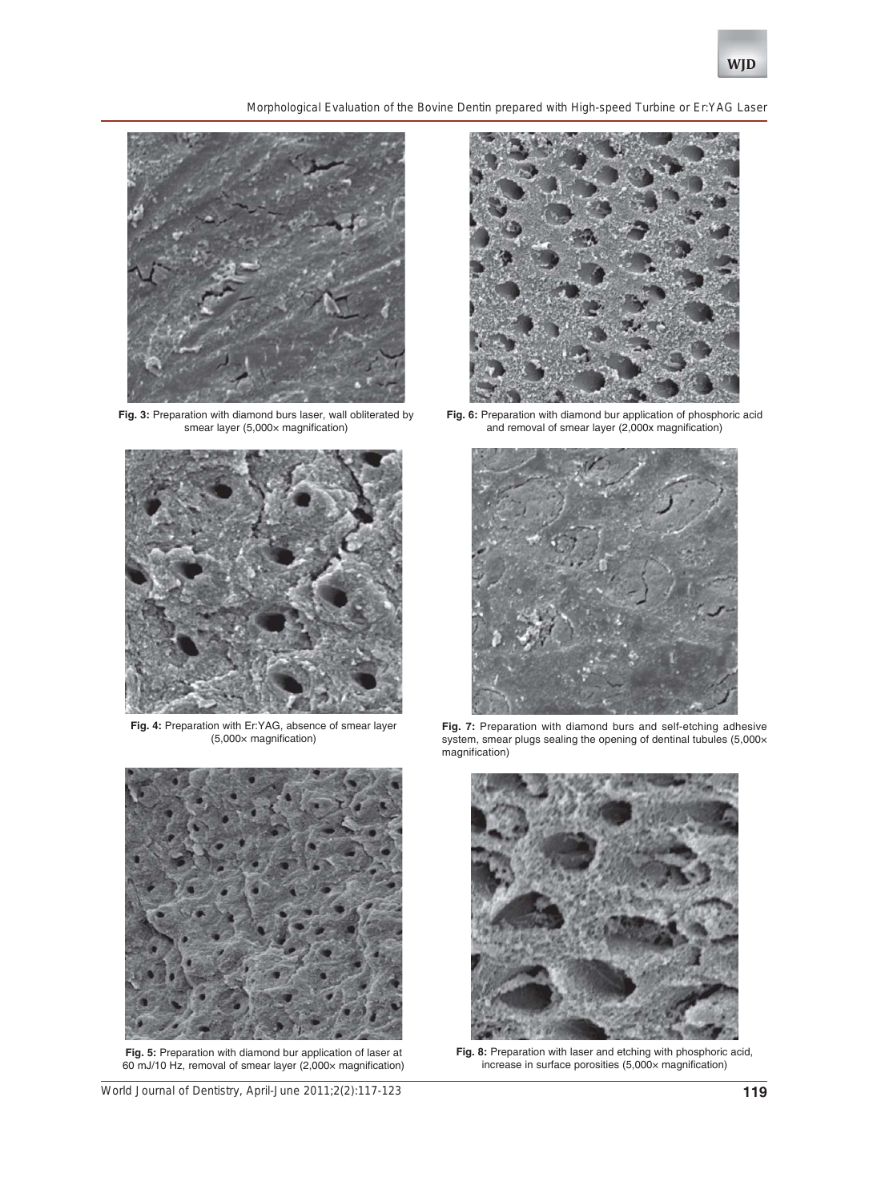Fig. 3: Preparation with diamond burs laser, wall obliterated by smear layer (5,000× magnification)

Fig. 4: Preparation with Er:YAG, absence of smear layer (5,000× magnification)

Fig. 5: Preparation with diamond bur application of laser at 60 mJ/10 Hz, removal of smear layer (2,000× magnification)

Fig. 6: Preparation with diamond bur application of phosphoric acid and removal of smear layer (2,000x magnification)

Fig. 7: Preparation with diamond burs and self-etching adhesive system, smear plugs sealing the opening of dentinal tubules (5,000× magnification)

Fig. 8: Preparation with laser and etching with phosphoric acid, increase in surface porosities (5,000× magnification)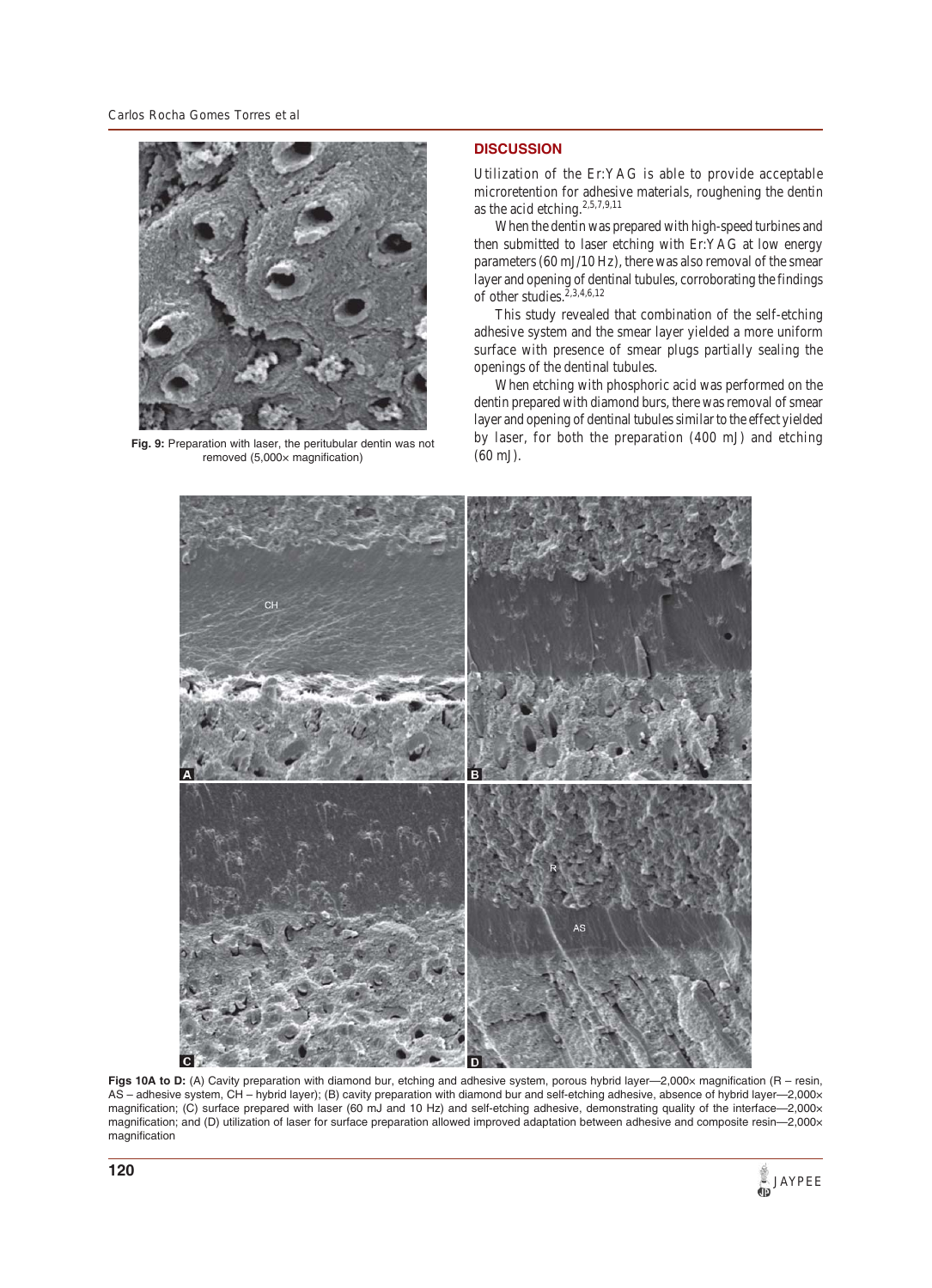Fig. 9: Preparation with laser, the peritubular dentin was not removed (5,000× magnification)

## DISCUSSION

Utilization of the Er:YAG is able to provide acceptable microretention for adhesive materials, roughening the dentin as the acid etching.[2,5,7,9,11]

When the dentin was prepared with high-speed turbines and then submitted to laser etching with Er:YAG at low energy parameters (60 mJ/10 Hz), there was also removal of the smear layer and opening of dentinal tubules, corroborating the findings of other studies.[2,3,4,6,12]

This study revealed that combination of the self-etching adhesive system and the smear layer yielded a more uniform surface with presence of smear plugs partially sealing the openings of the dentinal tubules.

When etching with phosphoric acid was performed on the dentin prepared with diamond burs, there was removal of smear layer and opening of dentinal tubules similar to the effect yielded by laser, for both the preparation (400 mJ) and etching (60 mJ).

**Figs 10A to D:** (A) Cavity preparation with diamond bur, etching and adhesive system, porous hybrid layer—2,000× magnification (R – resin, AS – adhesive system, CH – hybrid layer); (B) cavity preparation with diamond bur and self-etching adhesive, absence of hybrid layer—2,000× magnification; (C) surface prepared with laser (60 mJ and 10 Hz) and self-etching adhesive, demonstrating quality of the interface—2,000× magnification; and (D) utilization of laser for surface preparation allowed improved adaptation between adhesive and composite resin—2,000× magnification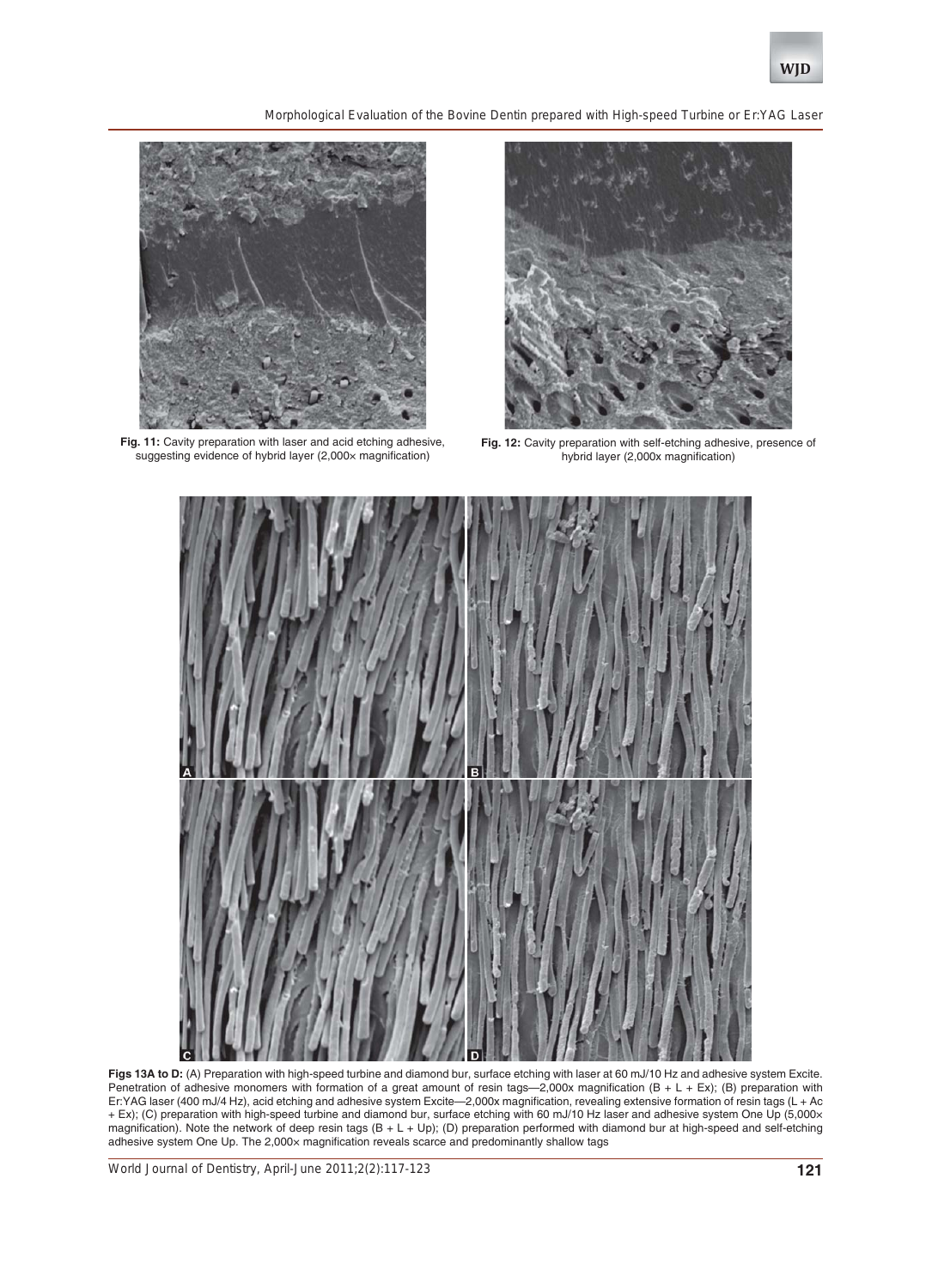**Fig. 11:** Cavity preparation with laser and acid etching adhesive, suggesting evidence of hybrid layer (2,000× magnification)

**Fig. 12:** Cavity preparation with self-etching adhesive, presence of hybrid layer (2,000x magnification)

**Figs 13A to D:** (A) Preparation with high-speed turbine and diamond bur, surface etching with laser at 60 mJ/10 Hz and adhesive system Excite. Penetration of adhesive monomers with formation of a great amount of resin tags—2,000x magnification (B + L + Ex); (B) preparation with Er:YAG laser (400 mJ/4 Hz), acid etching and adhesive system Excite—2,000x magnification, revealing extensive formation of resin tags (L + Ac + Ex); (C) preparation with high-speed turbine and diamond bur, surface etching with 60 mJ/10 Hz laser and adhesive system One Up (5,000× magnification). Note the network of deep resin tags (B + L + Up); (D) preparation performed with diamond bur at high-speed and self-etching adhesive system One Up. The 2,000× magnification reveals scarce and predominantly shallow tags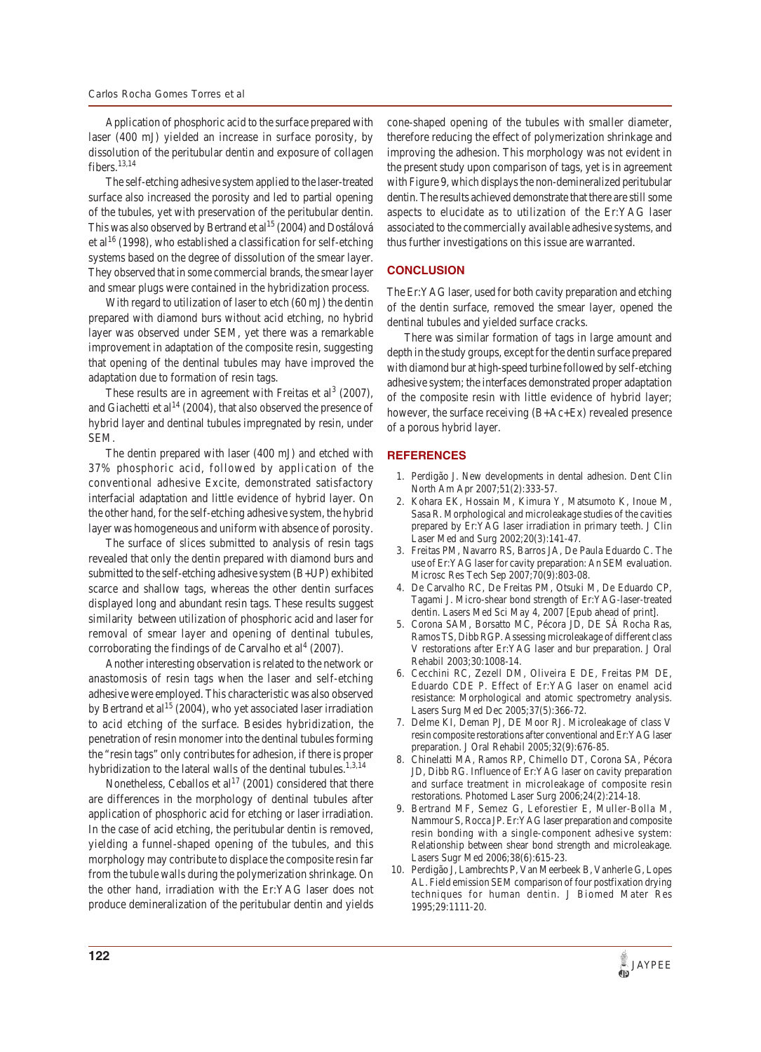Application of phosphoric acid to the surface prepared with laser (400 mJ) yielded an increase in surface porosity, by dissolution of the peritubular dentin and exposure of collagen fibers.[13,14]

The self-etching adhesive system applied to the laser-treated surface also increased the porosity and led to partial opening of the tubules, yet with preservation of the peritubular dentin. This was also observed by Bertrand et al[15] (2004) and Dostálová et al[16] (1998), who established a classification for self-etching systems based on the degree of dissolution of the smear layer. They observed that in some commercial brands, the smear layer and smear plugs were contained in the hybridization process.

With regard to utilization of laser to etch (60 mJ) the dentin prepared with diamond burs without acid etching, no hybrid layer was observed under SEM, yet there was a remarkable improvement in adaptation of the composite resin, suggesting that opening of the dentinal tubules may have improved the adaptation due to formation of resin tags.

These results are in agreement with Freitas et al[3] (2007), and Giachetti et al[14] (2004), that also observed the presence of hybrid layer and dentinal tubules impregnated by resin, under SEM.

The dentin prepared with laser (400 mJ) and etched with 37% phosphoric acid, followed by application of the conventional adhesive Excite, demonstrated satisfactory interfacial adaptation and little evidence of hybrid layer. On the other hand, for the self-etching adhesive system, the hybrid layer was homogeneous and uniform with absence of porosity.

The surface of slices submitted to analysis of resin tags revealed that only the dentin prepared with diamond burs and submitted to the self-etching adhesive system (B+UP) exhibited scarce and shallow tags, whereas the other dentin surfaces displayed long and abundant resin tags. These results suggest similarity between utilization of phosphoric acid and laser for removal of smear layer and opening of dentinal tubules, corroborating the findings of de Carvalho et al[4] (2007).

Another interesting observation is related to the network or anastomosis of resin tags when the laser and self-etching adhesive were employed. This characteristic was also observed by Bertrand et al[15] (2004), who yet associated laser irradiation to acid etching of the surface. Besides hybridization, the penetration of resin monomer into the dentinal tubules forming the "resin tags" only contributes for adhesion, if there is proper hybridization to the lateral walls of the dentinal tubules.[1,3,14]

Nonetheless, Ceballos et al[17] (2001) considered that there are differences in the morphology of dentinal tubules after application of phosphoric acid for etching or laser irradiation. In the case of acid etching, the peritubular dentin is removed, yielding a funnel-shaped opening of the tubules, and this morphology may contribute to displace the composite resin far from the tubule walls during the polymerization shrinkage. On the other hand, irradiation with the Er:YAG laser does not produce demineralization of the peritubular dentin and yields cone-shaped opening of the tubules with smaller diameter, therefore reducing the effect of polymerization shrinkage and improving the adhesion. This morphology was not evident in the present study upon comparison of tags, yet is in agreement with Figure 9, which displays the non-demineralized peritubular dentin. The results achieved demonstrate that there are still some aspects to elucidate as to utilization of the Er:YAG laser associated to the commercially available adhesive systems, and thus further investigations on this issue are warranted.

## CONCLUSION

The Er:YAG laser, used for both cavity preparation and etching of the dentin surface, removed the smear layer, opened the dentinal tubules and yielded surface cracks.

There was similar formation of tags in large amount and depth in the study groups, except for the dentin surface prepared with diamond bur at high-speed turbine followed by self-etching adhesive system; the interfaces demonstrated proper adaptation of the composite resin with little evidence of hybrid layer; however, the surface receiving (B+Ac+Ex) revealed presence of a porous hybrid layer.

## REFERENCES

1. Perdigão J. New developments in dental adhesion. Dent Clin North Am Apr 2007;51(2):333-57.
2. Kohara EK, Hossain M, Kimura Y, Matsumoto K, Inoue M, Sasa R. Morphological and microleakage studies of the cavities prepared by Er:YAG laser irradiation in primary teeth. J Clin Laser Med and Surg 2002;20(3):141-47.
3. Freitas PM, Navarro RS, Barros JA, De Paula Eduardo C. The use of Er:YAG laser for cavity preparation: An SEM evaluation. Microsc Res Tech Sep 2007;70(9):803-08.
4. De Carvalho RC, De Freitas PM, Otsuki M, De Eduardo CP, Tagami J. Micro-shear bond strength of Er:YAG-laser-treated dentin. Lasers Med Sci May 4, 2007 [Epub ahead of print].
5. Corona SAM, Borsatto MC, Pécora JD, DE SÁ Rocha Ras, Ramos TS, Dibb RGP. Assessing microleakage of different class V restorations after Er:YAG laser and bur preparation. J Oral Rehabil 2003;30:1008-14.
6. Cecchini RC, Zezell DM, Oliveira E DE, Freitas PM DE, Eduardo CDE P. Effect of Er:YAG laser on enamel acid resistance: Morphological and atomic spectrometry analysis. Lasers Surg Med Dec 2005;37(5):366-72.
7. Delme KI, Deman PJ, DE Moor RJ. Microleakage of class V resin composite restorations after conventional and Er:YAG laser preparation. J Oral Rehabil 2005;32(9):676-85.
8. Chinelatti MA, Ramos RP, Chimello DT, Corona SA, Pécora JD, Dibb RG. Influence of Er:YAG laser on cavity preparation and surface treatment in microleakage of composite resin restorations. Photomed Laser Surg 2006;24(2):214-18.
9. Bertrand MF, Semez G, Leforestier E, Muller-Bolla M, Nammour S, Rocca JP. Er:YAG laser preparation and composite resin bonding with a single-component adhesive system: Relationship between shear bond strength and microleakage. Lasers Sugr Med 2006;38(6):615-23.
10. Perdigão J, Lambrechts P, Van Meerbeek B, Vanherle G, Lopes AL. Field emission SEM comparison of four postfixation drying techniques for human dentin. J Biomed Mater Res 1995;29:1111-20.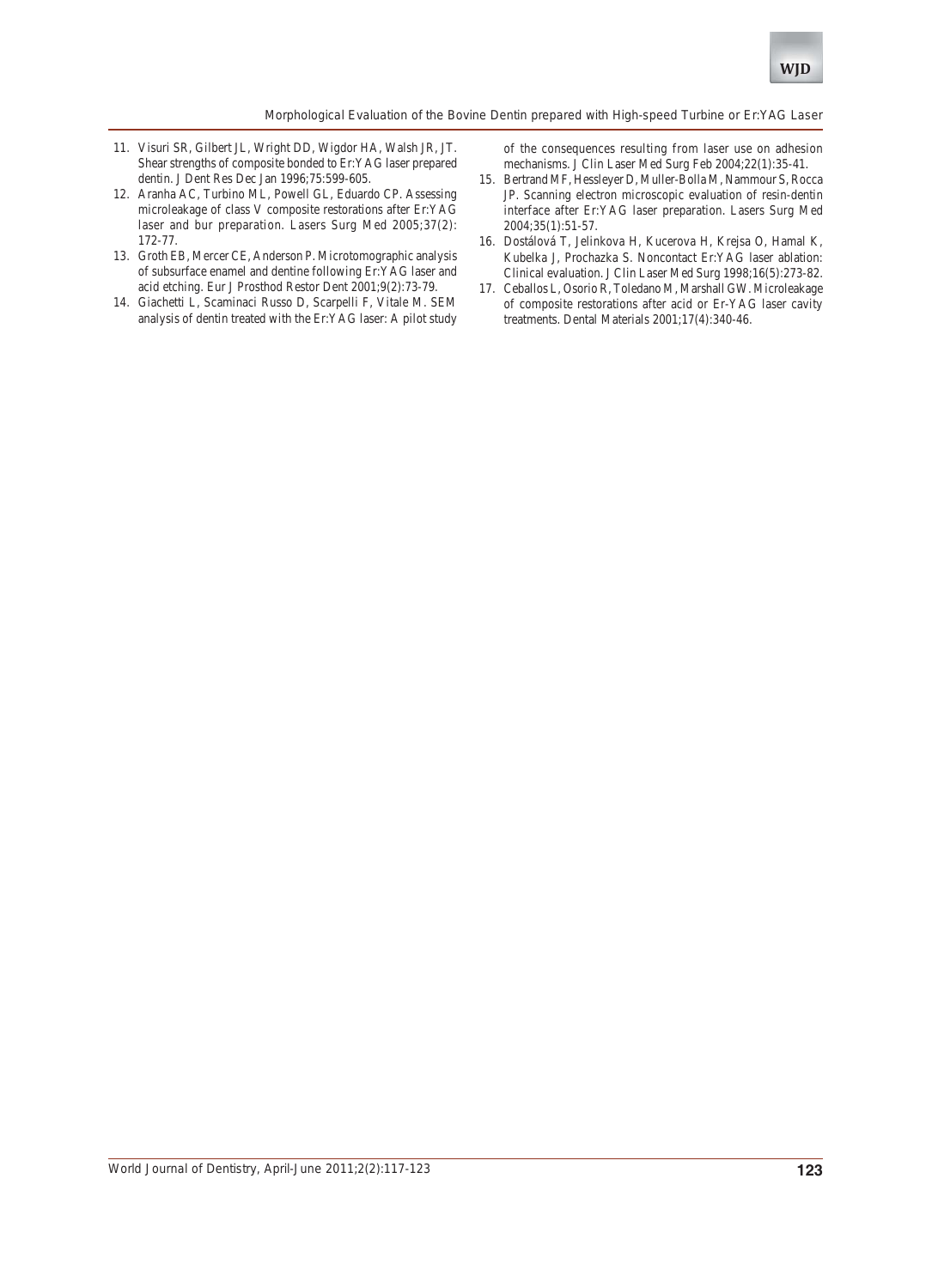11. Visuri SR, Gilbert JL, Wright DD, Wigdor HA, Walsh JR, JT. Shear strengths of composite bonded to Er:YAG laser prepared dentin. J Dent Res Dec Jan 1996;75:599-605.
12. Aranha AC, Turbino ML, Powell GL, Eduardo CP. Assessing microleakage of class V composite restorations after Er:YAG laser and bur preparation. Lasers Surg Med 2005;37(2): 172-77.
13. Groth EB, Mercer CE, Anderson P. Microtomographic analysis of subsurface enamel and dentine following Er:YAG laser and acid etching. Eur J Prosthod Restor Dent 2001;9(2):73-79.
14. Giachetti L, Scaminaci Russo D, Scarpelli F, Vitale M. SEM analysis of dentin treated with the Er:YAG laser: A pilot study of the consequences resulting from laser use on adhesion mechanisms. J Clin Laser Med Surg Feb 2004;22(1):35-41.
15. Bertrand MF, Hessleyer D, Muller-Bolla M, Nammour S, Rocca JP. Scanning electron microscopic evaluation of resin-dentin interface after Er:YAG laser preparation. Lasers Surg Med 2004;35(1):51-57.
16. Dostálová T, Jelinkova H, Kucerova H, Krejsa O, Hamal K, Kubelka J, Prochazka S. Noncontact Er:YAG laser ablation: Clinical evaluation. J Clin Laser Med Surg 1998;16(5):273-82.
17. Ceballos L, Osorio R, Toledano M, Marshall GW. Microleakage of composite restorations after acid or Er-YAG laser cavity treatments. Dental Materials 2001;17(4):340-46.